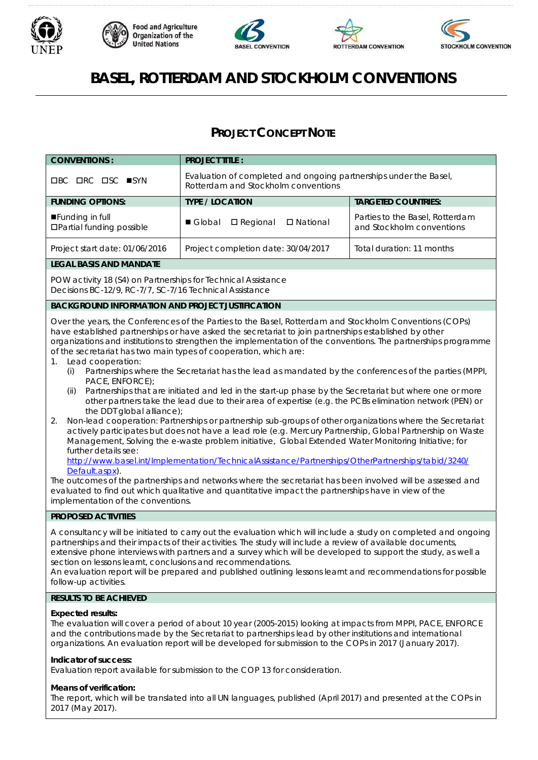# BASEL, ROTTERDAM AND STOCKHOLM CONVENTIONS

## PROJECT CONCEPT NOTE

| CONVENTIONS: | PROJECT TITLE: | |
|---|---|---|
| ☐BC ☐RC ☐SC ■SYN | Evaluation of completed and ongoing partnerships under the Basel, Rotterdam and Stockholm conventions | |
| **FUNDING OPTIONS:** | **TYPE / LOCATION** | **TARGETED COUNTRIES:** |
| ■Funding in full<br>☐Partial funding possible | ■ Global ☐ Regional ☐ National | Parties to the Basel, Rotterdam and Stockholm conventions |
| Project start date: 01/06/2016 | Project completion date: 30/04/2017 | Total duration: 11 months |

**LEGAL BASIS AND MANDATE**

POW activity 18 (S4) on Partnerships for Technical Assistance
Decisions BC-12/9, RC-7/7, SC-7/16 Technical Assistance

**BACKGROUND INFORMATION AND PROJECT JUSTIFICATION**

Over the years, the Conferences of the Parties to the Basel, Rotterdam and Stockholm Conventions (COPs) have established partnerships or have asked the secretariat to join partnerships established by other organizations and institutions to strengthen the implementation of the conventions. The partnerships programme of the secretariat has two main types of cooperation, which are:

1. Lead cooperation:
   (i) Partnerships where the Secretariat has the lead as mandated by the conferences of the parties (MPPI, PACE, ENFORCE);
   (ii) Partnerships that are initiated and led in the start-up phase by the Secretariat but where one or more other partners take the lead due to their area of expertise (e.g. the PCBs elimination network (PEN) or the DDT global alliance);
2. Non-lead cooperation: Partnerships or partnership sub-groups of other organizations where the Secretariat actively participates but does not have a lead role (e.g. Mercury Partnership, Global Partnership on Waste Management, Solving the e-waste problem initiative, Global Extended Water Monitoring Initiative; for further details see: http://www.basel.int/Implementation/TechnicalAssistance/Partnerships/OtherPartnerships/tabid/3240/Default.aspx).

The outcomes of the partnerships and networks where the secretariat has been involved will be assessed and evaluated to find out which qualitative and quantitative impact the partnerships have in view of the implementation of the conventions.

**PROPOSED ACTIVITIES**

A consultancy will be initiated to carry out the evaluation which will include a study on completed and ongoing partnerships and their impacts of their activities. The study will include a review of available documents, extensive phone interviews with partners and a survey which will be developed to support the study, as well a section on lessons learnt, conclusions and recommendations.
An evaluation report will be prepared and published outlining lessons learnt and recommendations for possible follow-up activities.

**RESULTS TO BE ACHIEVED**

**Expected results:**
The evaluation will cover a period of about 10 year (2005-2015) looking at impacts from MPPI, PACE, ENFORCE and the contributions made by the Secretariat to partnerships lead by other institutions and international organizations. An evaluation report will be developed for submission to the COPs in 2017 (January 2017).

**Indicator of success:**
Evaluation report available for submission to the COP 13 for consideration.

**Means of verification:**
The report, which will be translated into all UN languages, published (April 2017) and presented at the COPs in 2017 (May 2017).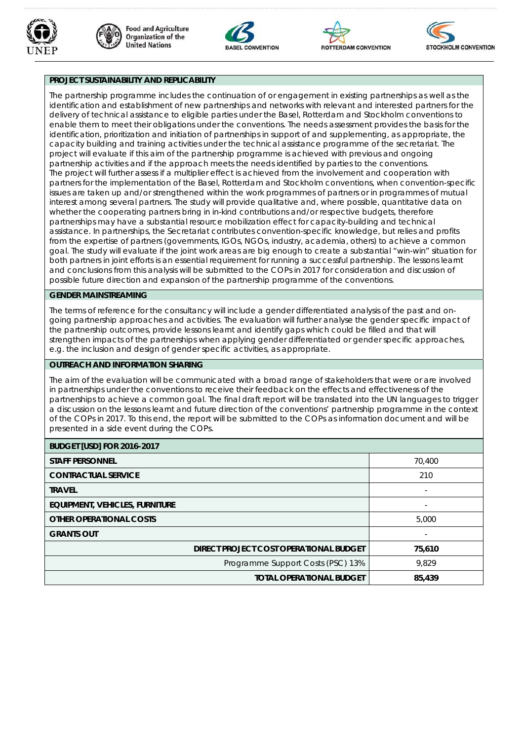## PROJECT SUSTAINABILITY AND REPLICABILITY

The partnership programme includes the continuation of or engagement in existing partnerships as well as the identification and establishment of new partnerships and networks with relevant and interested partners for the delivery of technical assistance to eligible parties under the Basel, Rotterdam and Stockholm conventions to enable them to meet their obligations under the conventions. The needs assessment provides the basis for the identification, prioritization and initiation of partnerships in support of and supplementing, as appropriate, the capacity building and training activities under the technical assistance programme of the secretariat. The project will evaluate if this aim of the partnership programme is achieved with previous and ongoing partnership activities and if the approach meets the needs identified by parties to the conventions.
The project will further assess if a multiplier effect is achieved from the involvement and cooperation with partners for the implementation of the Basel, Rotterdam and Stockholm conventions, when convention-specific issues are taken up and/or strengthened within the work programmes of partners or in programmes of mutual interest among several partners. The study will provide qualitative and, where possible, quantitative data on whether the cooperating partners bring in in-kind contributions and/or respective budgets, therefore partnerships may have a substantial resource mobilization effect for capacity-building and technical assistance. In partnerships, the Secretariat contributes convention-specific knowledge, but relies and profits from the expertise of partners (governments, IGOs, NGOs, industry, academia, others) to achieve a common goal. The study will evaluate if the joint work areas are big enough to create a substantial "win-win" situation for both partners in joint efforts is an essential requirement for running a successful partnership. The lessons learnt and conclusions from this analysis will be submitted to the COPs in 2017 for consideration and discussion of possible future direction and expansion of the partnership programme of the conventions.

## GENDER MAINSTREAMING

The terms of reference for the consultancy will include a gender differentiated analysis of the past and on-going partnership approaches and activities. The evaluation will further analyse the gender specific impact of the partnership outcomes, provide lessons learnt and identify gaps which could be filled and that will strengthen impacts of the partnerships when applying gender differentiated or gender specific approaches, e.g. the inclusion and design of gender specific activities, as appropriate.

## OUTREACH AND INFORMATION SHARING

The aim of the evaluation will be communicated with a broad range of stakeholders that were or are involved in partnerships under the conventions to receive their feedback on the effects and effectiveness of the partnerships to achieve a common goal. The final draft report will be translated into the UN languages to trigger a discussion on the lessons learnt and future direction of the conventions' partnership programme in the context of the COPs in 2017. To this end, the report will be submitted to the COPs as information document and will be presented in a side event during the COPs.

| BUDGET [USD] FOR 2016-2017 | |
|---|---|
| STAFF PERSONNEL | 70,400 |
| CONTRACTUAL SERVICE | 210 |
| TRAVEL | - |
| EQUIPMENT, VEHICLES, FURNITURE | - |
| OTHER OPERATIONAL COSTS | 5,000 |
| GRANTS OUT | - |
| **DIRECT PROJECT COST OPERATIONAL BUDGET** | **75,610** |
| Programme Support Costs (PSC) 13% | 9,829 |
| **TOTAL OPERATIONAL BUDGET** | **85,439** |